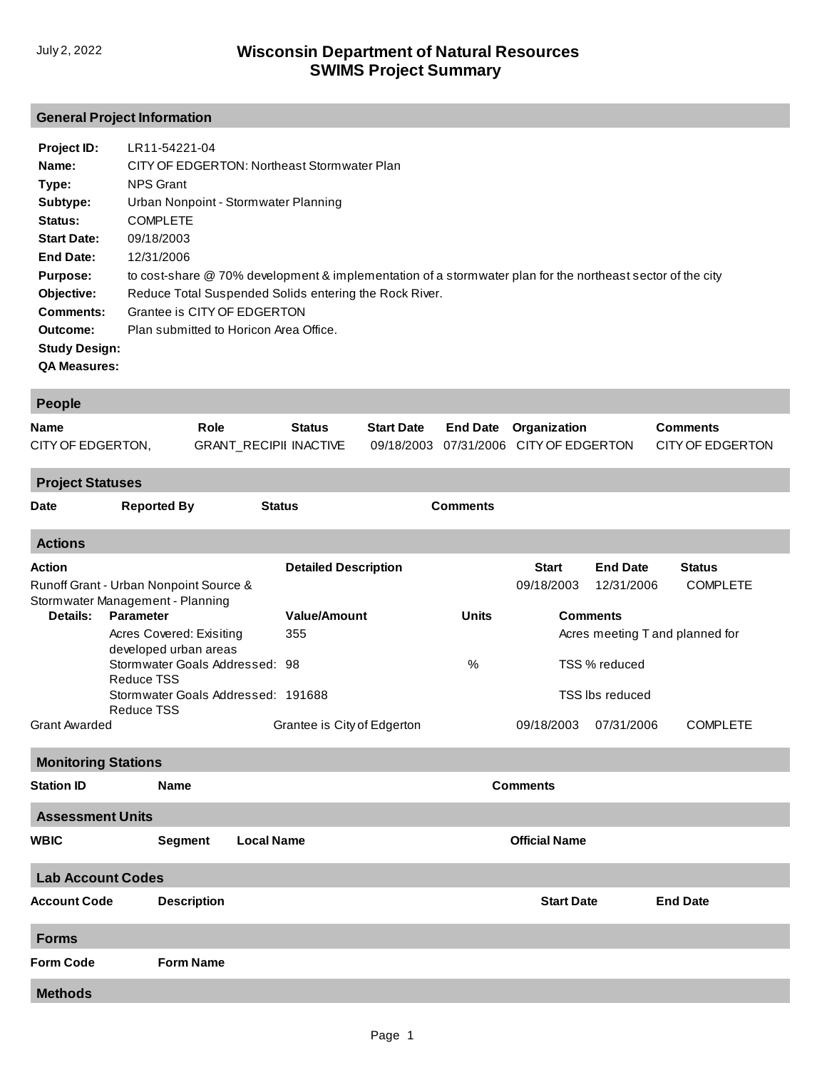# Wisconsin Department of Natural Resources
# SWIMS Project Summary

July 2, 2022

## General Project Information

**Project ID:** LR11-54221-04
**Name:** CITY OF EDGERTON: Northeast Stormwater Plan
**Type:** NPS Grant
**Subtype:** Urban Nonpoint - Stormwater Planning
**Status:** COMPLETE
**Start Date:** 09/18/2003
**End Date:** 12/31/2006
**Purpose:** to cost-share @ 70% development & implementation of a stormwater plan for the northeast sector of the city
**Objective:** Reduce Total Suspended Solids entering the Rock River.
**Comments:** Grantee is CITY OF EDGERTON
**Outcome:** Plan submitted to Horicon Area Office.
**Study Design:**
**QA Measures:**

## People

| Name | Role | Status | Start Date | End Date | Organization | Comments |
|---|---|---|---|---|---|---|
| CITY OF EDGERTON, | GRANT_RECIPII | INACTIVE | 09/18/2003 | 07/31/2006 | CITY OF EDGERTON | CITY OF EDGERTON |

## Project Statuses

| Date | Reported By | Status | Comments |
|---|---|---|---|

## Actions

| Action | Detailed Description | Start | End Date | Status |
|---|---|---|---|---|
| Runoff Grant - Urban Nonpoint Source & Stormwater Management - Planning | | 09/18/2003 | 12/31/2006 | COMPLETE |

**Details:**

| Parameter | Value/Amount | Units | Comments |
|---|---|---|---|
| Acres Covered: Exisiting developed urban areas | 355 | | Acres meeting T and planned for |
| Stormwater Goals Addressed: Reduce TSS | 98 | % | TSS % reduced |
| Stormwater Goals Addressed: Reduce TSS | 191688 | | TSS lbs reduced |

| Action | Detailed Description | Start | End Date | Status |
|---|---|---|---|---|
| Grant Awarded | Grantee is City of Edgerton | 09/18/2003 | 07/31/2006 | COMPLETE |

## Monitoring Stations

| Station ID | Name | Comments |
|---|---|---|

## Assessment Units

| WBIC | Segment | Local Name | Official Name |
|---|---|---|---|

## Lab Account Codes

| Account Code | Description | Start Date | End Date |
|---|---|---|---|

## Forms

| Form Code | Form Name |
|---|---|

## Methods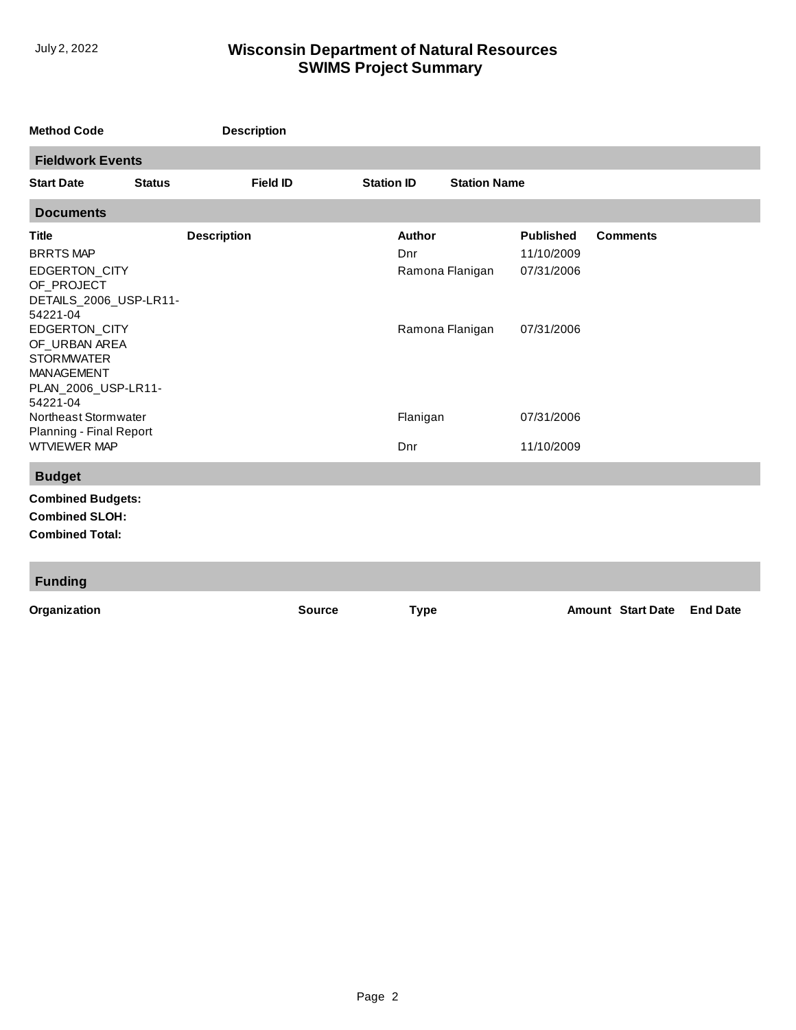| Method Code | Description |
| --- | --- |

## Fieldwork Events

| Start Date | Status | Field ID | Station ID | Station Name |
| --- | --- | --- | --- | --- |

## Documents

| Title | Description | Author | Published | Comments |
| --- | --- | --- | --- | --- |
| BRRTS MAP | | Dnr | 11/10/2009 | |
| EDGERTON_CITY OF_PROJECT DETAILS_2006_USP-LR11-54221-04 | | Ramona Flanigan | 07/31/2006 | |
| EDGERTON_CITY OF_URBAN AREA STORMWATER MANAGEMENT PLAN_2006_USP-LR11-54221-04 | | Ramona Flanigan | 07/31/2006 | |
| Northeast Stormwater Planning - Final Report | | Flanigan | 07/31/2006 | |
| WTVIEWER MAP | | Dnr | 11/10/2009 | |

## Budget

**Combined Budgets:**

**Combined SLOH:**

**Combined Total:**

## Funding

| Organization | Source | Type | Amount | Start Date | End Date |
| --- | --- | --- | --- | --- | --- |